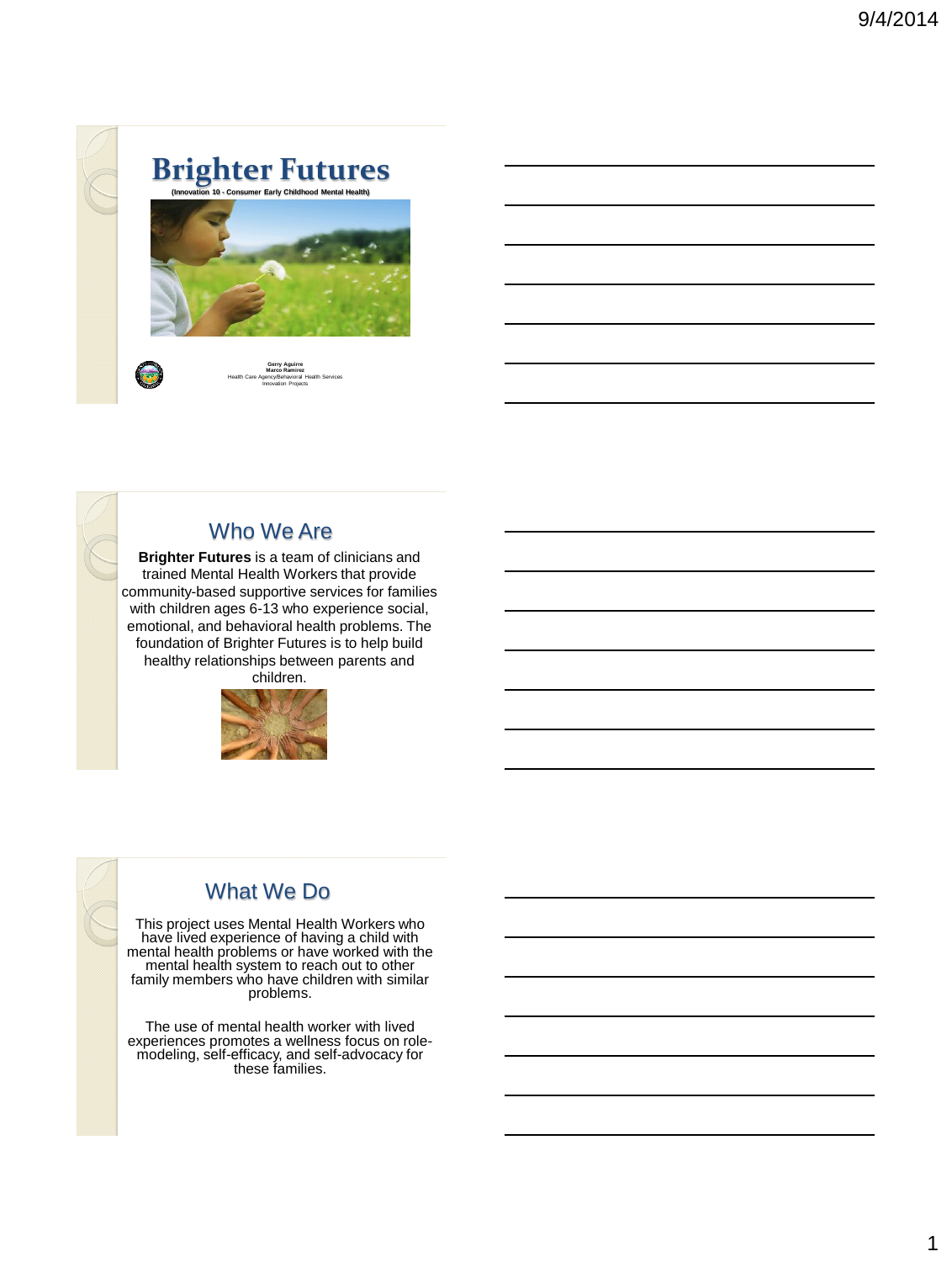# Brighter Futures

**(Innovation 10 - Consumer Early Childhood Mental Health)**

**Gerry Aguirre**
**Marco Ramirez**
Health Care Agency/Behavioral Health Services
Innovation Projects

## Who We Are

**Brighter Futures** is a team of clinicians and trained Mental Health Workers that provide community-based supportive services for families with children ages 6-13 who experience social, emotional, and behavioral health problems. The foundation of Brighter Futures is to help build healthy relationships between parents and children.

## What We Do

This project uses Mental Health Workers who have lived experience of having a child with mental health problems or have worked with the mental health system to reach out to other family members who have children with similar problems.

The use of mental health worker with lived experiences promotes a wellness focus on role-modeling, self-efficacy, and self-advocacy for these families.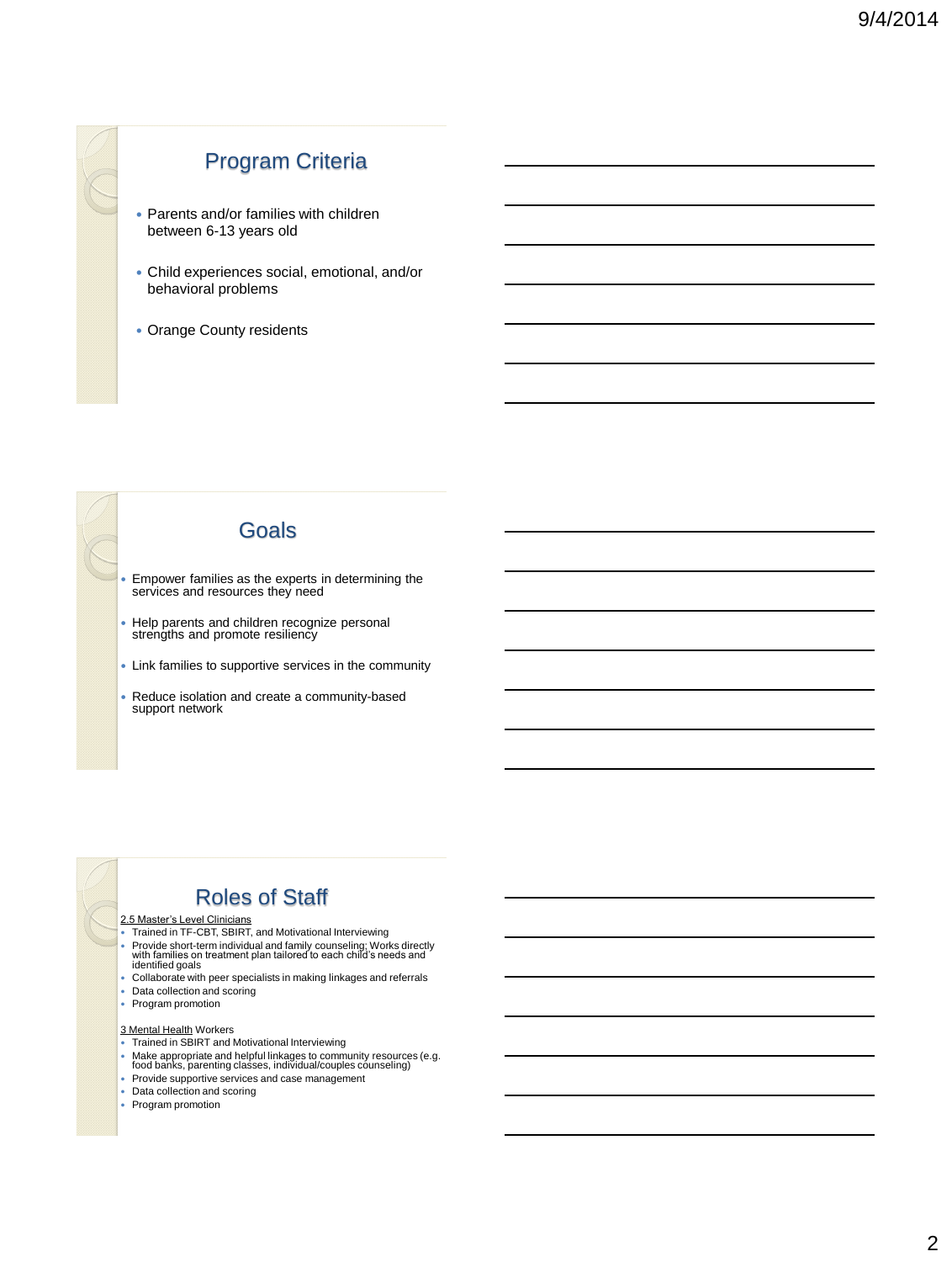## Program Criteria

- Parents and/or families with children between 6-13 years old
- Child experiences social, emotional, and/or behavioral problems
- Orange County residents

## Goals

- Empower families as the experts in determining the services and resources they need
- Help parents and children recognize personal strengths and promote resiliency
- Link families to supportive services in the community
- Reduce isolation and create a community-based support network

## Roles of Staff

2.5 Master's Level Clinicians

- Trained in TF-CBT, SBIRT, and Motivational Interviewing
- Provide short-term individual and family counseling; Works directly with families on treatment plan tailored to each child's needs and identified goals
- Collaborate with peer specialists in making linkages and referrals
- Data collection and scoring
- Program promotion

3 Mental Health Workers

- Trained in SBIRT and Motivational Interviewing
- Make appropriate and helpful linkages to community resources (e.g. food banks, parenting classes, individual/couples counseling)
- Provide supportive services and case management
- Data collection and scoring
- Program promotion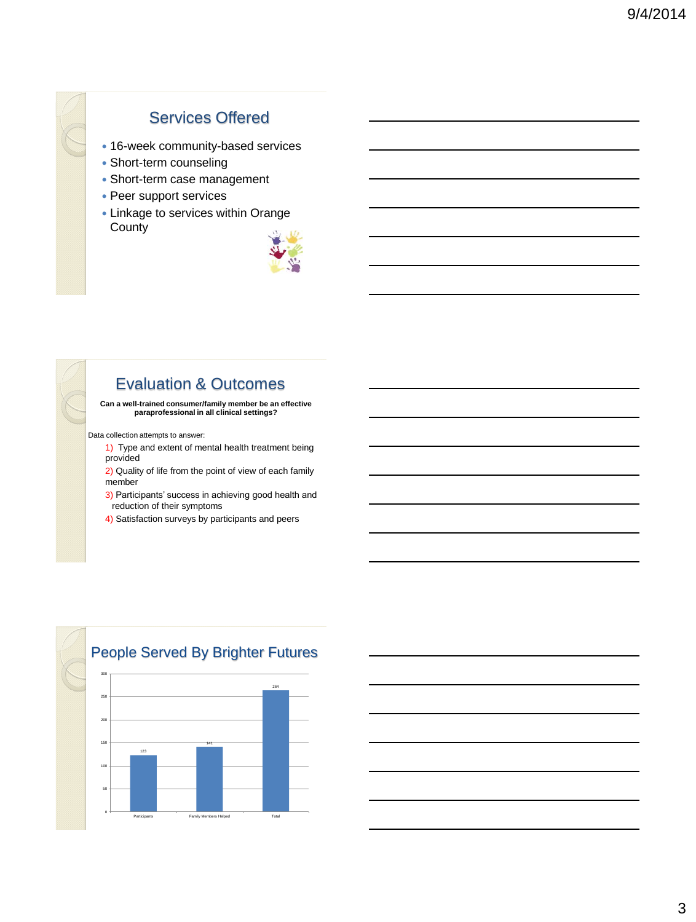## Services Offered

- 16-week community-based services
- Short-term counseling
- Short-term case management
- Peer support services
- Linkage to services within Orange County

## Evaluation & Outcomes

**Can a well-trained consumer/family member be an effective paraprofessional in all clinical settings?**

Data collection attempts to answer:

1) Type and extent of mental health treatment being provided
2) Quality of life from the point of view of each family member
3) Participants' success in achieving good health and reduction of their symptoms
4) Satisfaction surveys by participants and peers

## People Served By Brighter Futures

| Category | Number |
|---|---|
| Participants | 123 |
| Family Members Helped | 141 |
| Total | 264 |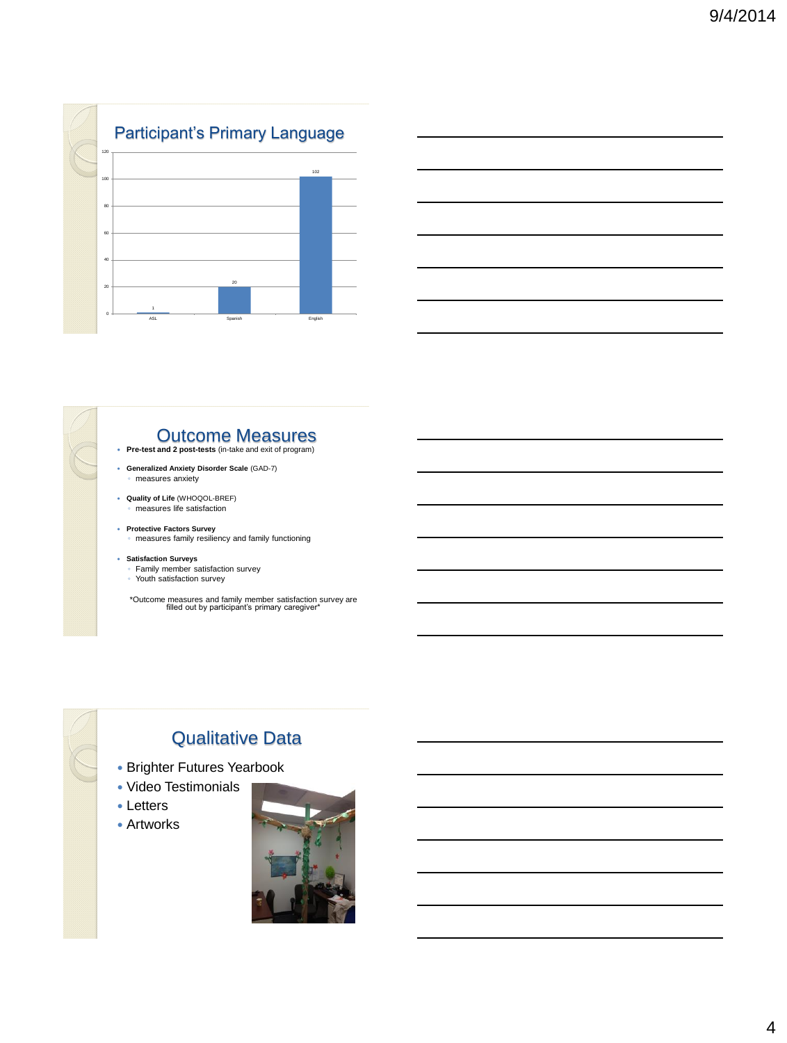## Participant's Primary Language

| Language | Count |
|---|---|
| ASL | 1 |
| Spanish | 20 |
| English | 102 |

## Outcome Measures

- **Pre-test and 2 post-tests** (in-take and exit of program)
- **Generalized Anxiety Disorder Scale** (GAD-7)
  - measures anxiety
- **Quality of Life** (WHOQOL-BREF)
  - measures life satisfaction
- **Protective Factors Survey**
  - measures family resiliency and family functioning
- **Satisfaction Surveys**
  - Family member satisfaction survey
  - Youth satisfaction survey

*Outcome measures and family member satisfaction survey are filled out by participant's primary caregiver*

## Qualitative Data

- Brighter Futures Yearbook
- Video Testimonials
- Letters
- Artworks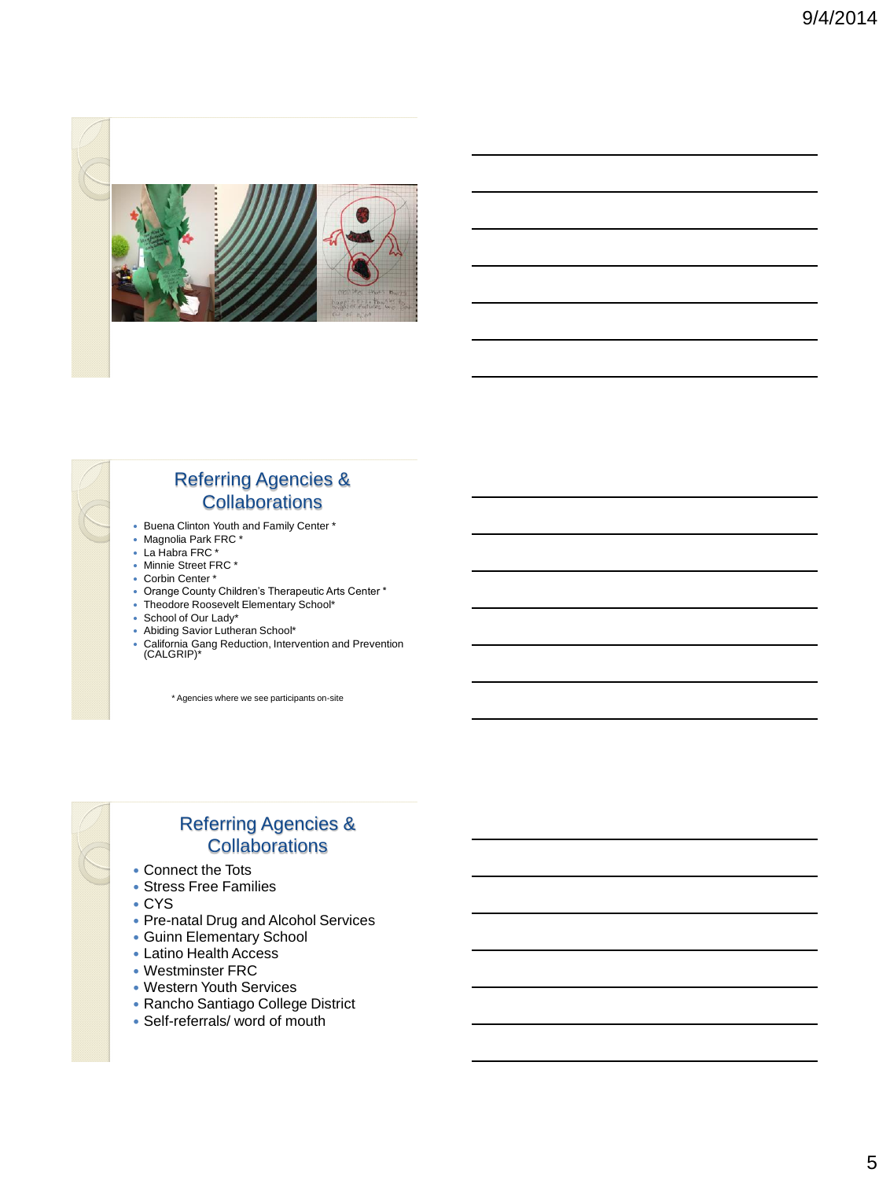## Referring Agencies & Collaborations

- Buena Clinton Youth and Family Center *
- Magnolia Park FRC *
- La Habra FRC *
- Minnie Street FRC *
- Corbin Center *
- Orange County Children's Therapeutic Arts Center *
- Theodore Roosevelt Elementary School*
- School of Our Lady*
- Abiding Savior Lutheran School*
- California Gang Reduction, Intervention and Prevention (CALGRIP)*

\* Agencies where we see participants on-site

## Referring Agencies & Collaborations

- Connect the Tots
- Stress Free Families
- CYS
- Pre-natal Drug and Alcohol Services
- Guinn Elementary School
- Latino Health Access
- Westminster FRC
- Western Youth Services
- Rancho Santiago College District
- Self-referrals/ word of mouth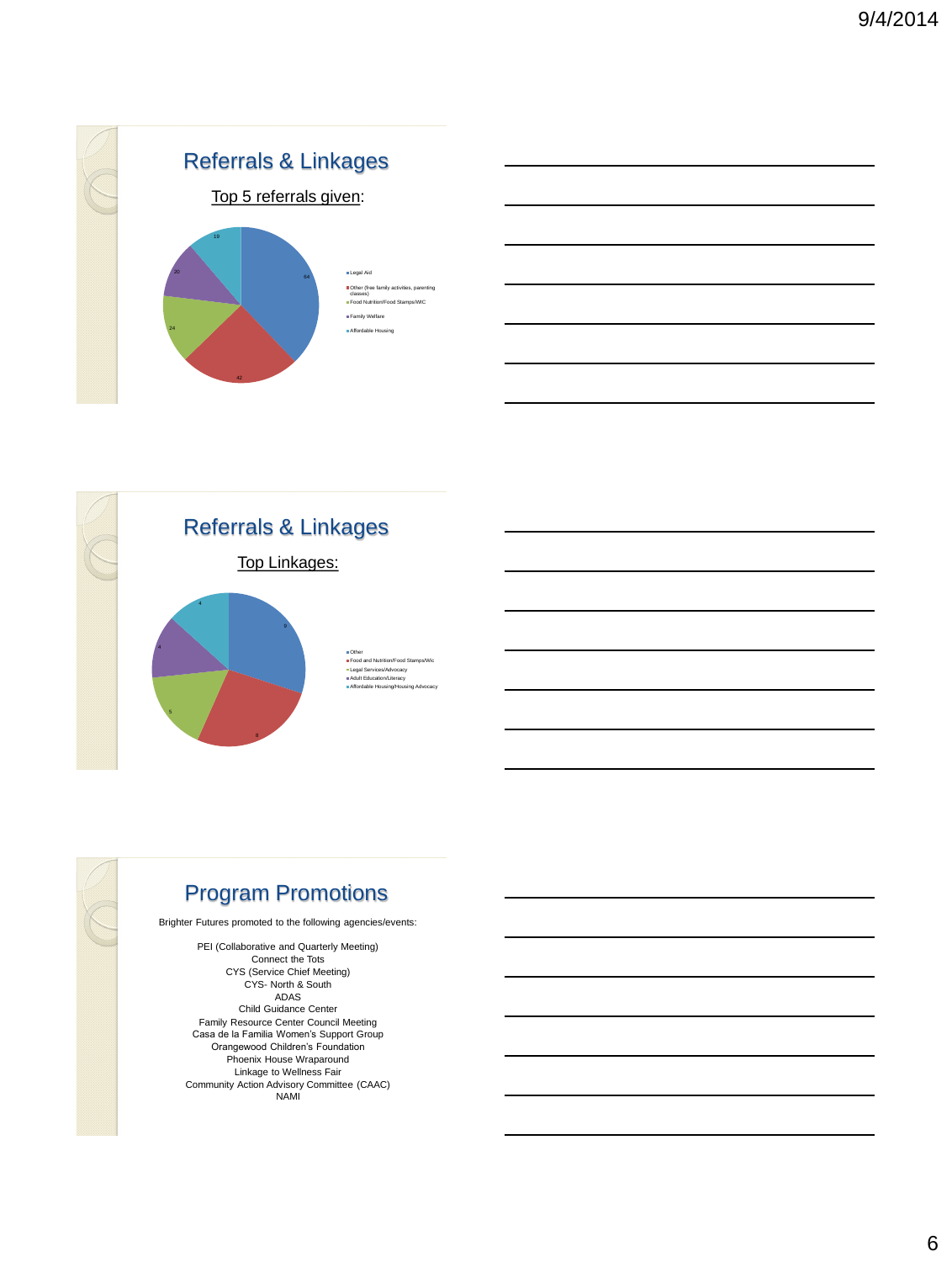## Referrals & Linkages

Top 5 referrals given:

| Referral | Count |
|---|---|
| Legal Aid | 64 |
| Other (free family activities, parenting classes) | 42 |
| Food Nutrition/Food Stamps/WIC | 24 |
| Family Welfare | 20 |
| Affordable Housing | 19 |

## Referrals & Linkages

Top Linkages:

| Linkage | Count |
|---|---|
| Other | 9 |
| Food and Nutrition/Food Stamps/Wic | 8 |
| Legal Services/Advocacy | 5 |
| Adult Education/Literacy | 4 |
| Affordable Housing/Housing Advocacy | 4 |

## Program Promotions

Brighter Futures promoted to the following agencies/events:

PEI (Collaborative and Quarterly Meeting)
Connect the Tots
CYS (Service Chief Meeting)
CYS- North & South
ADAS
Child Guidance Center
Family Resource Center Council Meeting
Casa de la Familia Women's Support Group
Orangewood Children's Foundation
Phoenix House Wraparound
Linkage to Wellness Fair
Community Action Advisory Committee (CAAC)
NAMI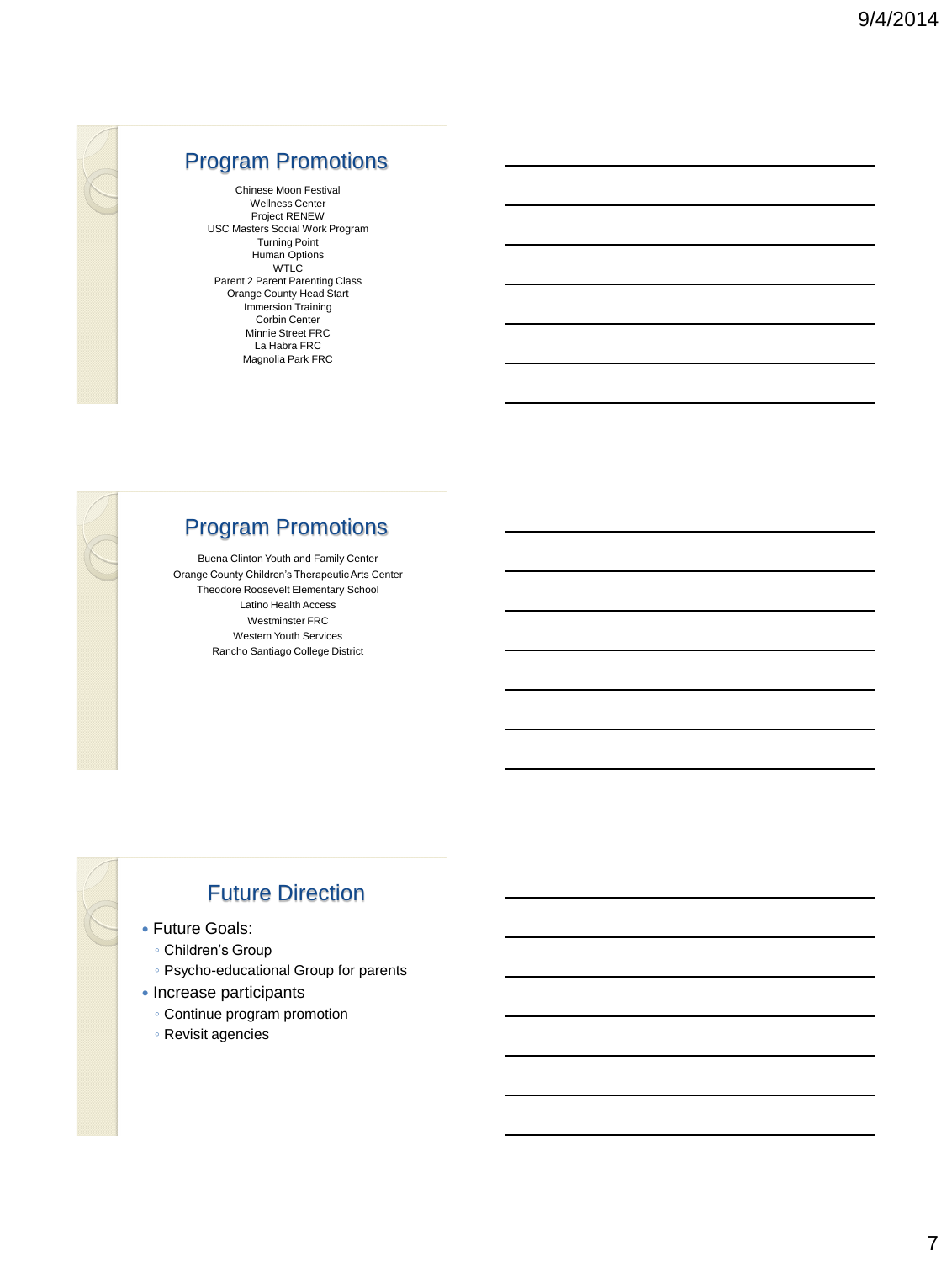## Program Promotions

Chinese Moon Festival
Wellness Center
Project RENEW
USC Masters Social Work Program
Turning Point
Human Options
WTLC
Parent 2 Parent Parenting Class
Orange County Head Start
Immersion Training
Corbin Center
Minnie Street FRC
La Habra FRC
Magnolia Park FRC

## Program Promotions

Buena Clinton Youth and Family Center
Orange County Children's Therapeutic Arts Center
Theodore Roosevelt Elementary School
Latino Health Access
Westminster FRC
Western Youth Services
Rancho Santiago College District

## Future Direction

- Future Goals:
  - Children's Group
  - Psycho-educational Group for parents
- Increase participants
  - Continue program promotion
  - Revisit agencies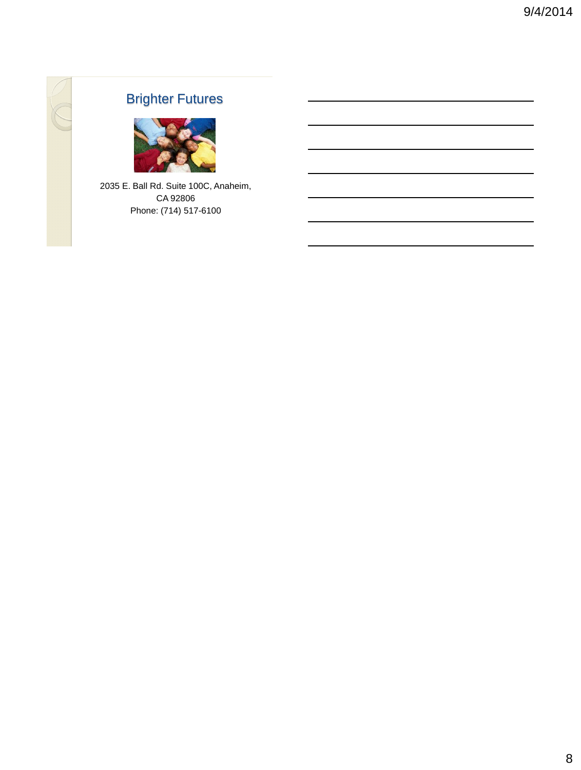## Brighter Futures

2035 E. Ball Rd. Suite 100C, Anaheim, CA 92806
Phone: (714) 517-6100